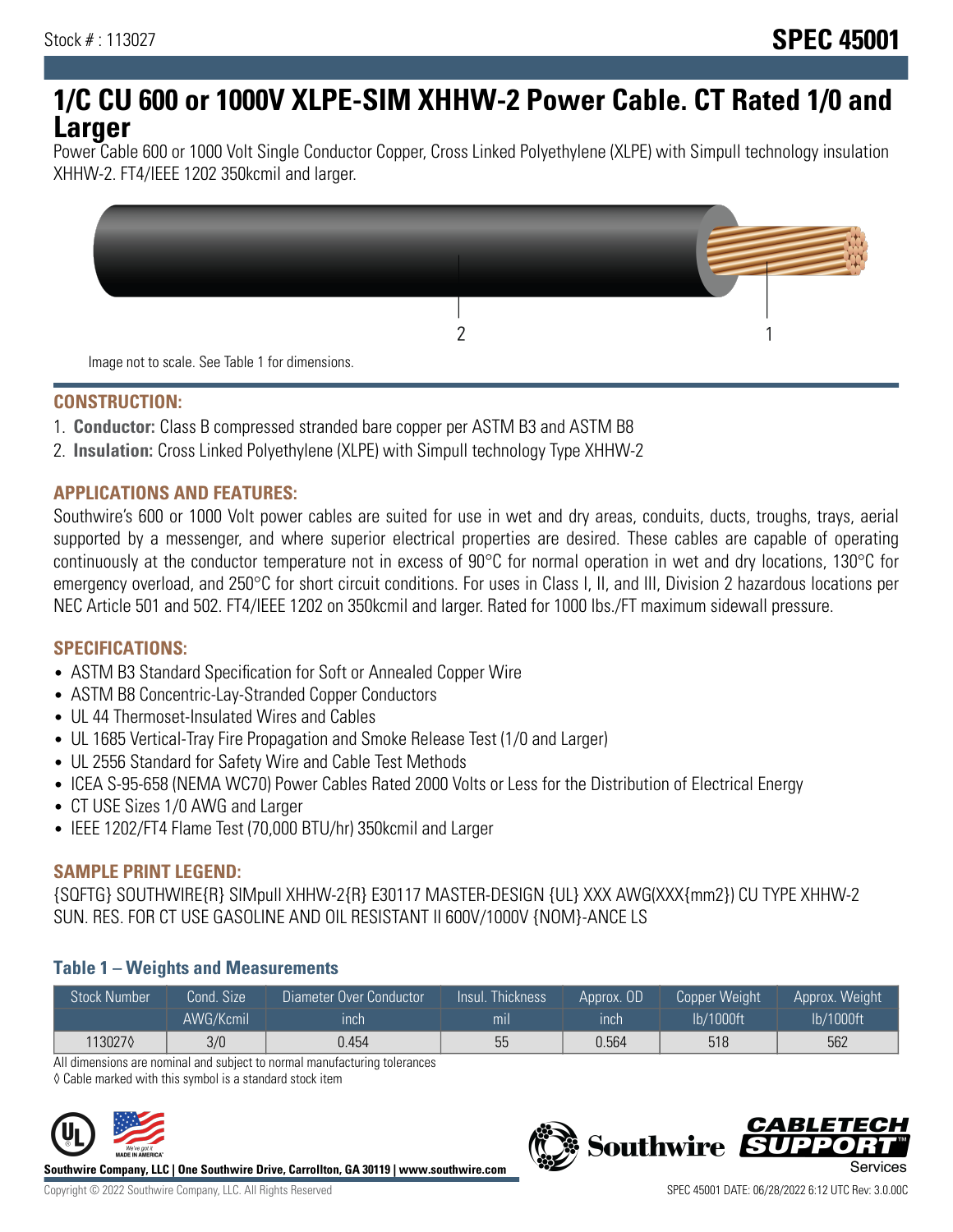Stock # : 113027

# SPEC 45001

# 1/C CU 600 or 1000V XLPE-SIM XHHW-2 Power Cable. CT Rated 1/0 and Larger

Power Cable 600 or 1000 Volt Single Conductor Copper, Cross Linked Polyethylene (XLPE) with Simpull technology insulation XHHW-2. FT4/IEEE 1202 350kcmil and larger.

Image not to scale. See Table 1 for dimensions.

## CONSTRUCTION:

1. **Conductor:** Class B compressed stranded bare copper per ASTM B3 and ASTM B8
2. **Insulation:** Cross Linked Polyethylene (XLPE) with Simpull technology Type XHHW-2

## APPLICATIONS AND FEATURES:

Southwire's 600 or 1000 Volt power cables are suited for use in wet and dry areas, conduits, ducts, troughs, trays, aerial supported by a messenger, and where superior electrical properties are desired. These cables are capable of operating continuously at the conductor temperature not in excess of 90°C for normal operation in wet and dry locations, 130°C for emergency overload, and 250°C for short circuit conditions. For uses in Class I, II, and III, Division 2 hazardous locations per NEC Article 501 and 502. FT4/IEEE 1202 on 350kcmil and larger. Rated for 1000 lbs./FT maximum sidewall pressure.

## SPECIFICATIONS:

- ASTM B3 Standard Specification for Soft or Annealed Copper Wire
- ASTM B8 Concentric-Lay-Stranded Copper Conductors
- UL 44 Thermoset-Insulated Wires and Cables
- UL 1685 Vertical-Tray Fire Propagation and Smoke Release Test (1/0 and Larger)
- UL 2556 Standard for Safety Wire and Cable Test Methods
- ICEA S-95-658 (NEMA WC70) Power Cables Rated 2000 Volts or Less for the Distribution of Electrical Energy
- CT USE Sizes 1/0 AWG and Larger
- IEEE 1202/FT4 Flame Test (70,000 BTU/hr) 350kcmil and Larger

## SAMPLE PRINT LEGEND:

{SQFTG} SOUTHWIRE{R} SIMpull XHHW-2{R} E30117 MASTER-DESIGN {UL} XXX AWG(XXX{mm2}) CU TYPE XHHW-2 SUN. RES. FOR CT USE GASOLINE AND OIL RESISTANT II 600V/1000V {NOM}-ANCE LS

### Table 1 – Weights and Measurements

| Stock Number | Cond. Size | Diameter Over Conductor | Insul. Thickness | Approx. OD | Copper Weight | Approx. Weight |
|---|---|---|---|---|---|---|
| | AWG/Kcmil | inch | mil | inch | lb/1000ft | lb/1000ft |
| 113027◊ | 3/0 | 0.454 | 55 | 0.564 | 518 | 562 |

All dimensions are nominal and subject to normal manufacturing tolerances

◊ Cable marked with this symbol is a standard stock item

**Southwire Company, LLC | One Southwire Drive, Carrollton, GA 30119 | www.southwire.com**

Copyright © 2022 Southwire Company, LLC. All Rights Reserved

SPEC 45001 DATE: 06/28/2022 6:12 UTC Rev: 3.0.00C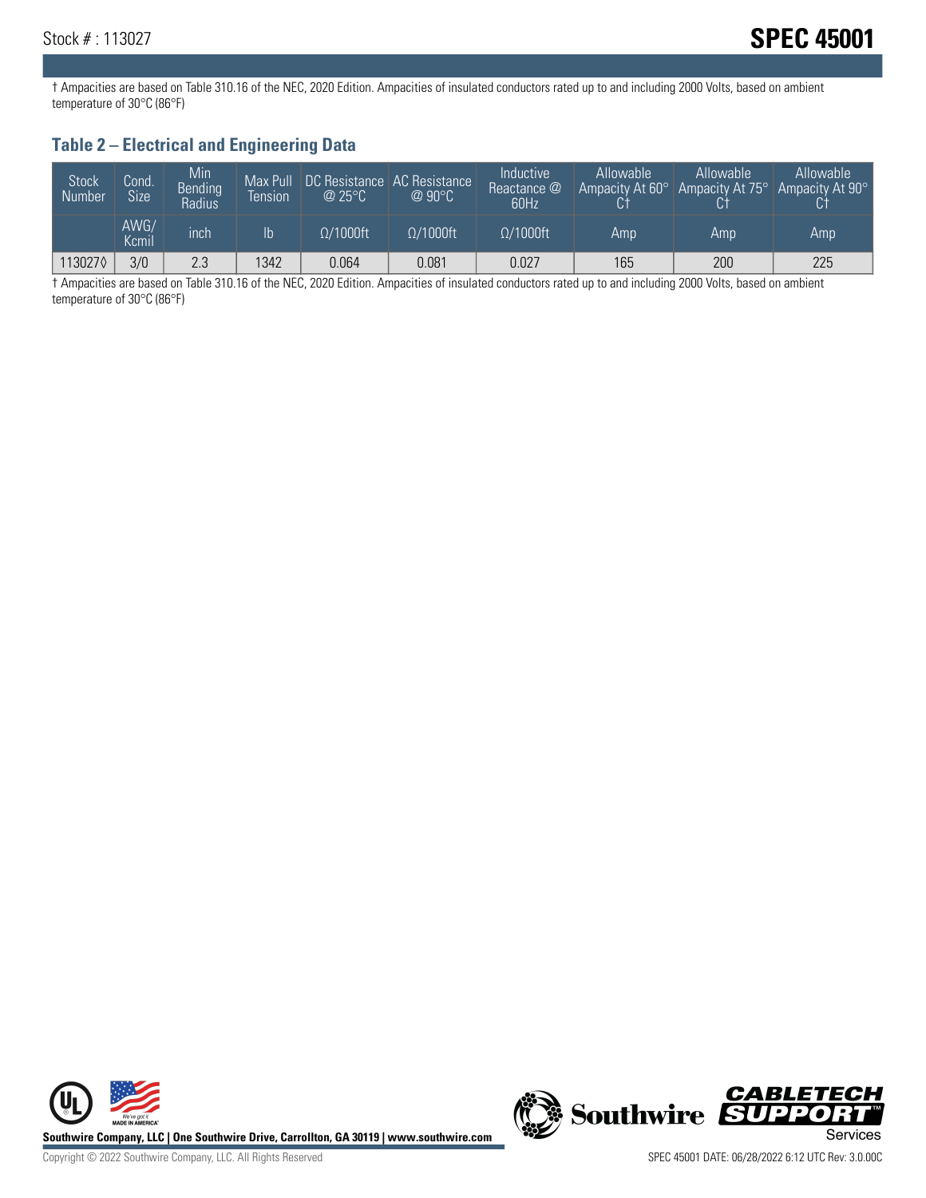† Ampacities are based on Table 310.16 of the NEC, 2020 Edition. Ampacities of insulated conductors rated up to and including 2000 Volts, based on ambient temperature of 30°C (86°F)

### Table 2 – Electrical and Engineering Data

| Stock Number | Cond. Size | Min Bending Radius | Max Pull Tension | DC Resistance @ 25°C | AC Resistance @ 90°C | Inductive Reactance @ 60Hz | Allowable Ampacity At 60° C† | Allowable Ampacity At 75° C† | Allowable Ampacity At 90° C† |
|---|---|---|---|---|---|---|---|---|---|
| | AWG/ Kcmil | inch | lb | Ω/1000ft | Ω/1000ft | Ω/1000ft | Amp | Amp | Amp |
| 113027◊ | 3/0 | 2.3 | 1342 | 0.064 | 0.081 | 0.027 | 165 | 200 | 225 |

† Ampacities are based on Table 310.16 of the NEC, 2020 Edition. Ampacities of insulated conductors rated up to and including 2000 Volts, based on ambient temperature of 30°C (86°F)